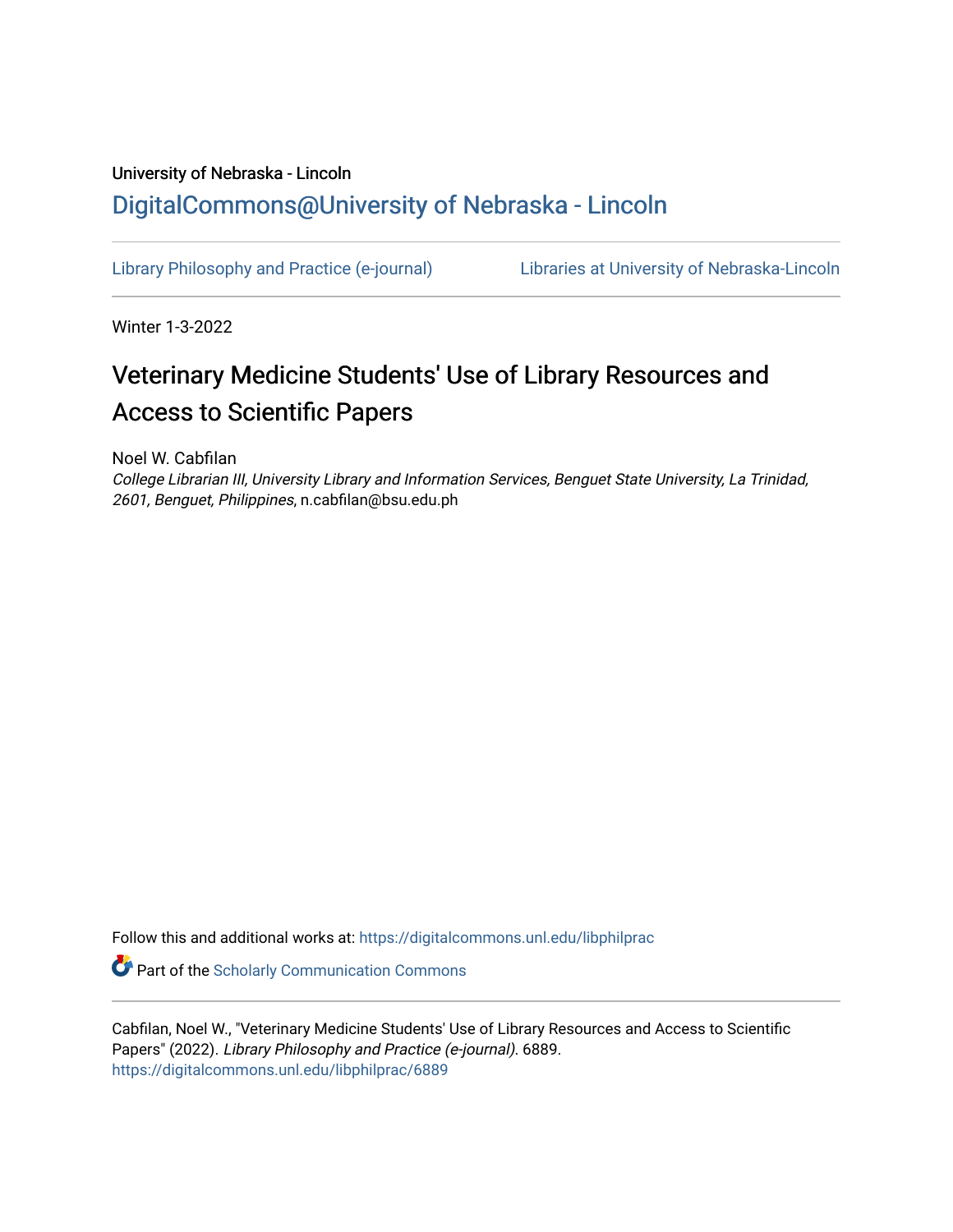University of Nebraska - Lincoln

## DigitalCommons@University of Nebraska - Lincoln

Library Philosophy and Practice (e-journal) | Libraries at University of Nebraska-Lincoln

Winter 1-3-2022

# Veterinary Medicine Students' Use of Library Resources and Access to Scientific Papers

Noel W. Cabfilan

*College Librarian III, University Library and Information Services, Benguet State University, La Trinidad, 2601, Benguet, Philippines*, n.cabfilan@bsu.edu.ph

Follow this and additional works at: https://digitalcommons.unl.edu/libphilprac

Part of the Scholarly Communication Commons

Cabfilan, Noel W., "Veterinary Medicine Students' Use of Library Resources and Access to Scientific Papers" (2022). *Library Philosophy and Practice (e-journal)*. 6889.
https://digitalcommons.unl.edu/libphilprac/6889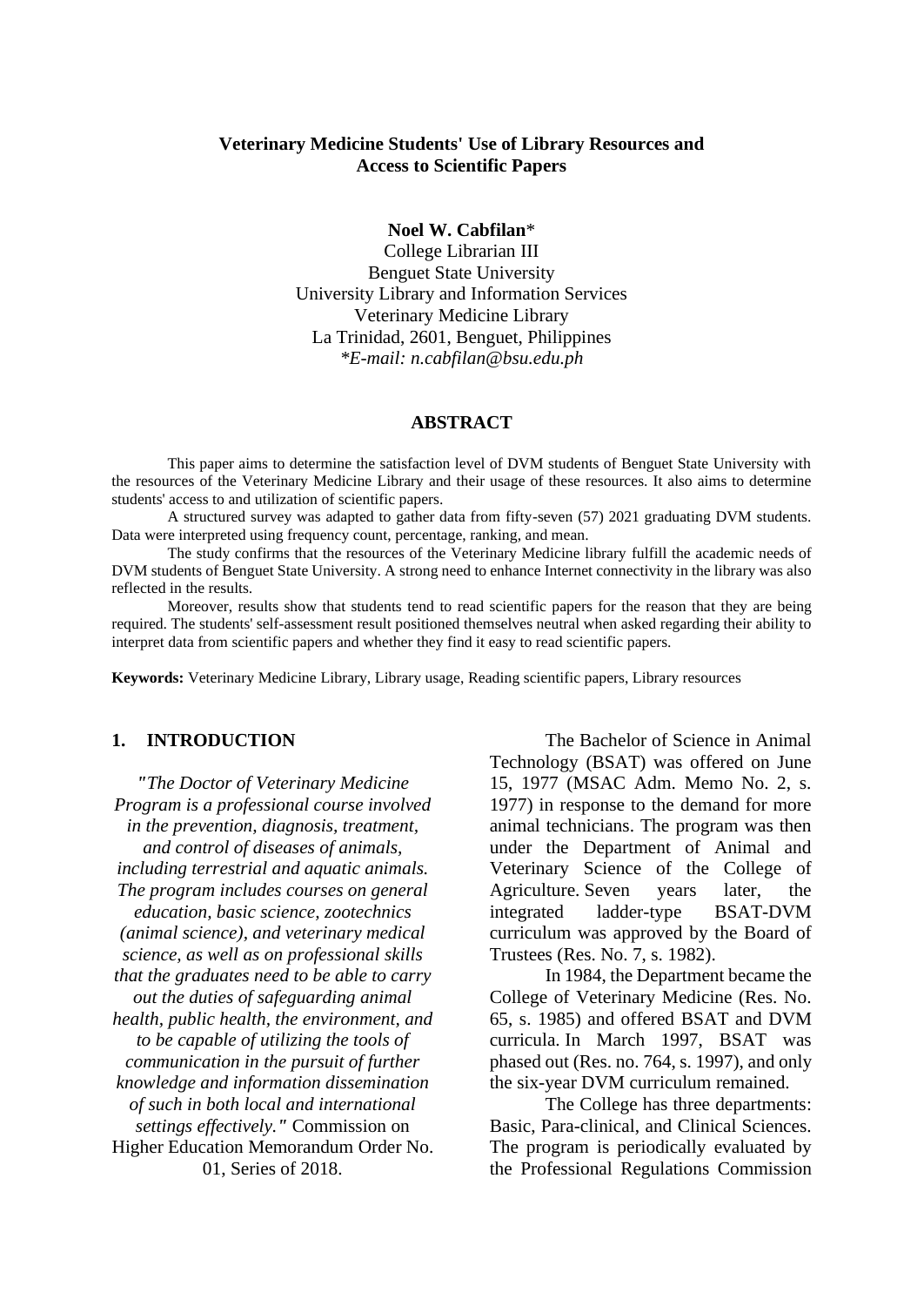# Veterinary Medicine Students' Use of Library Resources and Access to Scientific Papers

**Noel W. Cabfilan***
College Librarian III
Benguet State University
University Library and Information Services
Veterinary Medicine Library
La Trinidad, 2601, Benguet, Philippines
**E-mail: n.cabfilan@bsu.edu.ph*

## ABSTRACT

This paper aims to determine the satisfaction level of DVM students of Benguet State University with the resources of the Veterinary Medicine Library and their usage of these resources. It also aims to determine students' access to and utilization of scientific papers.

A structured survey was adapted to gather data from fifty-seven (57) 2021 graduating DVM students. Data were interpreted using frequency count, percentage, ranking, and mean.

The study confirms that the resources of the Veterinary Medicine library fulfill the academic needs of DVM students of Benguet State University. A strong need to enhance Internet connectivity in the library was also reflected in the results.

Moreover, results show that students tend to read scientific papers for the reason that they are being required. The students' self-assessment result positioned themselves neutral when asked regarding their ability to interpret data from scientific papers and whether they find it easy to read scientific papers.

**Keywords:** Veterinary Medicine Library, Library usage, Reading scientific papers, Library resources

## 1. INTRODUCTION

*"The Doctor of Veterinary Medicine Program is a professional course involved in the prevention, diagnosis, treatment, and control of diseases of animals, including terrestrial and aquatic animals. The program includes courses on general education, basic science, zootechnics (animal science), and veterinary medical science, as well as on professional skills that the graduates need to be able to carry out the duties of safeguarding animal health, public health, the environment, and to be capable of utilizing the tools of communication in the pursuit of further knowledge and information dissemination of such in both local and international settings effectively."* Commission on Higher Education Memorandum Order No. 01, Series of 2018.

The Bachelor of Science in Animal Technology (BSAT) was offered on June 15, 1977 (MSAC Adm. Memo No. 2, s. 1977) in response to the demand for more animal technicians. The program was then under the Department of Animal and Veterinary Science of the College of Agriculture. Seven years later, the integrated ladder-type BSAT-DVM curriculum was approved by the Board of Trustees (Res. No. 7, s. 1982).

In 1984, the Department became the College of Veterinary Medicine (Res. No. 65, s. 1985) and offered BSAT and DVM curricula. In March 1997, BSAT was phased out (Res. no. 764, s. 1997), and only the six-year DVM curriculum remained.

The College has three departments: Basic, Para-clinical, and Clinical Sciences. The program is periodically evaluated by the Professional Regulations Commission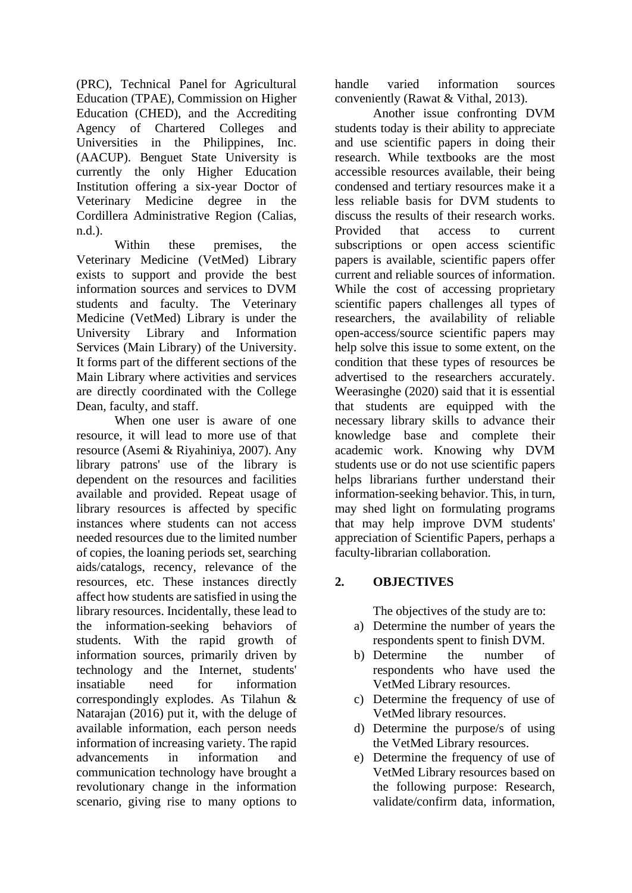(PRC), Technical Panel for Agricultural Education (TPAE), Commission on Higher Education (CHED), and the Accrediting Agency of Chartered Colleges and Universities in the Philippines, Inc. (AACUP). Benguet State University is currently the only Higher Education Institution offering a six-year Doctor of Veterinary Medicine degree in the Cordillera Administrative Region (Calias, n.d.).

Within these premises, the Veterinary Medicine (VetMed) Library exists to support and provide the best information sources and services to DVM students and faculty. The Veterinary Medicine (VetMed) Library is under the University Library and Information Services (Main Library) of the University. It forms part of the different sections of the Main Library where activities and services are directly coordinated with the College Dean, faculty, and staff.

When one user is aware of one resource, it will lead to more use of that resource (Asemi & Riyahiniya, 2007). Any library patrons' use of the library is dependent on the resources and facilities available and provided. Repeat usage of library resources is affected by specific instances where students can not access needed resources due to the limited number of copies, the loaning periods set, searching aids/catalogs, recency, relevance of the resources, etc. These instances directly affect how students are satisfied in using the library resources. Incidentally, these lead to the information-seeking behaviors of students. With the rapid growth of information sources, primarily driven by technology and the Internet, students' insatiable need for information correspondingly explodes. As Tilahun & Natarajan (2016) put it, with the deluge of available information, each person needs information of increasing variety. The rapid advancements in information and communication technology have brought a revolutionary change in the information scenario, giving rise to many options to handle varied information sources conveniently (Rawat & Vithal, 2013).

Another issue confronting DVM students today is their ability to appreciate and use scientific papers in doing their research. While textbooks are the most accessible resources available, their being condensed and tertiary resources make it a less reliable basis for DVM students to discuss the results of their research works. Provided that access to current subscriptions or open access scientific papers is available, scientific papers offer current and reliable sources of information. While the cost of accessing proprietary scientific papers challenges all types of researchers, the availability of reliable open-access/source scientific papers may help solve this issue to some extent, on the condition that these types of resources be advertised to the researchers accurately. Weerasinghe (2020) said that it is essential that students are equipped with the necessary library skills to advance their knowledge base and complete their academic work. Knowing why DVM students use or do not use scientific papers helps librarians further understand their information-seeking behavior. This, in turn, may shed light on formulating programs that may help improve DVM students' appreciation of Scientific Papers, perhaps a faculty-librarian collaboration.

## 2. OBJECTIVES

The objectives of the study are to:

a) Determine the number of years the respondents spent to finish DVM.
b) Determine the number of respondents who have used the VetMed Library resources.
c) Determine the frequency of use of VetMed library resources.
d) Determine the purpose/s of using the VetMed Library resources.
e) Determine the frequency of use of VetMed Library resources based on the following purpose: Research, validate/confirm data, information,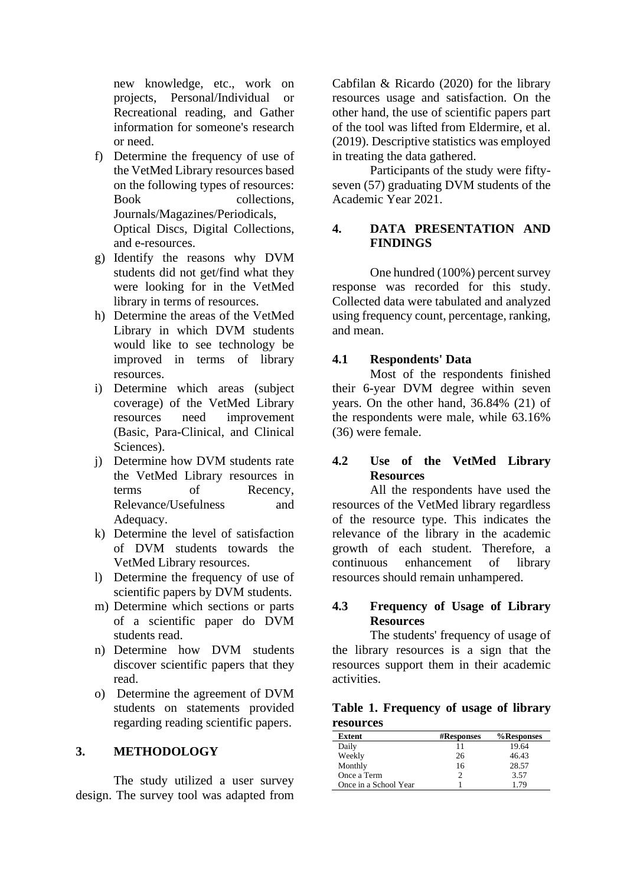new knowledge, etc., work on projects, Personal/Individual or Recreational reading, and Gather information for someone's research or need.

f) Determine the frequency of use of the VetMed Library resources based on the following types of resources: Book collections, Journals/Magazines/Periodicals, Optical Discs, Digital Collections, and e-resources.
g) Identify the reasons why DVM students did not get/find what they were looking for in the VetMed library in terms of resources.
h) Determine the areas of the VetMed Library in which DVM students would like to see technology be improved in terms of library resources.
i) Determine which areas (subject coverage) of the VetMed Library resources need improvement (Basic, Para-Clinical, and Clinical Sciences).
j) Determine how DVM students rate the VetMed Library resources in terms of Recency, Relevance/Usefulness and Adequacy.
k) Determine the level of satisfaction of DVM students towards the VetMed Library resources.
l) Determine the frequency of use of scientific papers by DVM students.
m) Determine which sections or parts of a scientific paper do DVM students read.
n) Determine how DVM students discover scientific papers that they read.
o) Determine the agreement of DVM students on statements provided regarding reading scientific papers.

## 3. METHODOLOGY

The study utilized a user survey design. The survey tool was adapted from Cabfilan & Ricardo (2020) for the library resources usage and satisfaction. On the other hand, the use of scientific papers part of the tool was lifted from Eldermire, et al. (2019). Descriptive statistics was employed in treating the data gathered.

Participants of the study were fifty-seven (57) graduating DVM students of the Academic Year 2021.

## 4. DATA PRESENTATION AND FINDINGS

One hundred (100%) percent survey response was recorded for this study. Collected data were tabulated and analyzed using frequency count, percentage, ranking, and mean.

### 4.1 Respondents' Data

Most of the respondents finished their 6-year DVM degree within seven years. On the other hand, 36.84% (21) of the respondents were male, while 63.16% (36) were female.

### 4.2 Use of the VetMed Library Resources

All the respondents have used the resources of the VetMed library regardless of the resource type. This indicates the relevance of the library in the academic growth of each student. Therefore, a continuous enhancement of library resources should remain unhampered.

### 4.3 Frequency of Usage of Library Resources

The students' frequency of usage of the library resources is a sign that the resources support them in their academic activities.

**Table 1. Frequency of usage of library resources**

| Extent | #Responses | %Responses |
|---|---|---|
| Daily | 11 | 19.64 |
| Weekly | 26 | 46.43 |
| Monthly | 16 | 28.57 |
| Once a Term | 2 | 3.57 |
| Once in a School Year | 1 | 1.79 |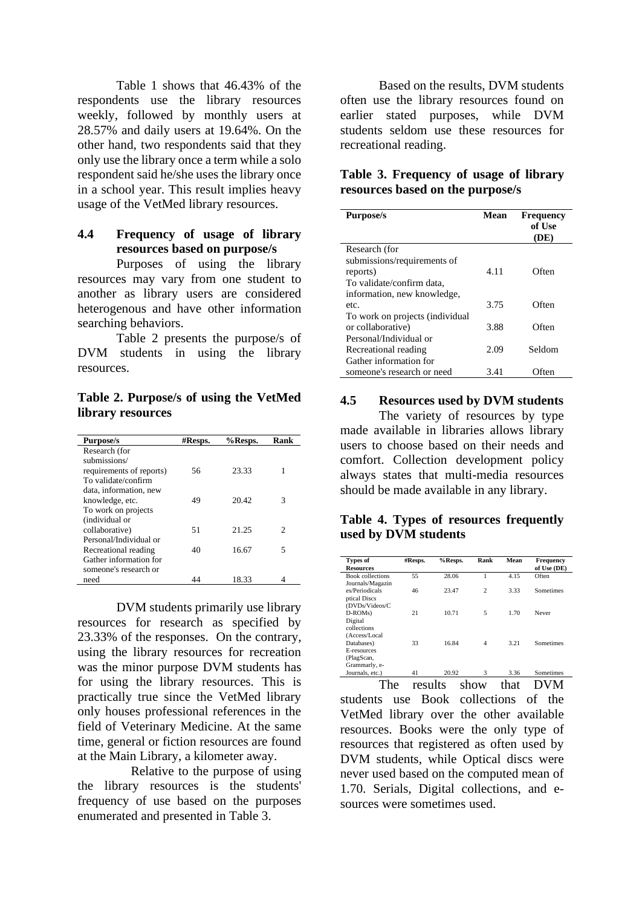Table 1 shows that 46.43% of the respondents use the library resources weekly, followed by monthly users at 28.57% and daily users at 19.64%. On the other hand, two respondents said that they only use the library once a term while a solo respondent said he/she uses the library once in a school year. This result implies heavy usage of the VetMed library resources.

### 4.4 Frequency of usage of library resources based on purpose/s

Purposes of using the library resources may vary from one student to another as library users are considered heterogenous and have other information searching behaviors.

Table 2 presents the purpose/s of DVM students in using the library resources.

**Table 2. Purpose/s of using the VetMed library resources**

| Purpose/s | #Resps. | %Resps. | Rank |
|---|---|---|---|
| Research (for submissions/ requirements of reports) | 56 | 23.33 | 1 |
| To validate/confirm data, information, new knowledge, etc. | 49 | 20.42 | 3 |
| To work on projects (individual or collaborative) | 51 | 21.25 | 2 |
| Personal/Individual or Recreational reading | 40 | 16.67 | 5 |
| Gather information for someone's research or need | 44 | 18.33 | 4 |

DVM students primarily use library resources for research as specified by 23.33% of the responses. On the contrary, using the library resources for recreation was the minor purpose DVM students has for using the library resources. This is practically true since the VetMed library only houses professional references in the field of Veterinary Medicine. At the same time, general or fiction resources are found at the Main Library, a kilometer away.

Relative to the purpose of using the library resources is the students' frequency of use based on the purposes enumerated and presented in Table 3.

Based on the results, DVM students often use the library resources found on earlier stated purposes, while DVM students seldom use these resources for recreational reading.

**Table 3. Frequency of usage of library resources based on the purpose/s**

| Purpose/s | Mean | Frequency of Use (DE) |
|---|---|---|
| Research (for submissions/requirements of reports) | 4.11 | Often |
| To validate/confirm data, information, new knowledge, etc. | 3.75 | Often |
| To work on projects (individual or collaborative) | 3.88 | Often |
| Personal/Individual or Recreational reading | 2.09 | Seldom |
| Gather information for someone's research or need | 3.41 | Often |

### 4.5 Resources used by DVM students

The variety of resources by type made available in libraries allows library users to choose based on their needs and comfort. Collection development policy always states that multi-media resources should be made available in any library.

**Table 4. Types of resources frequently used by DVM students**

| Types of Resources | #Resps. | %Resps. | Rank | Mean | Frequency of Use (DE) |
|---|---|---|---|---|---|
| Book collections | 55 | 28.06 | 1 | 4.15 | Often |
| Journals/Magazines/Periodicals | 46 | 23.47 | 2 | 3.33 | Sometimes |
| Optical Discs (DVDs/Videos/CD-ROMs) | 21 | 10.71 | 5 | 1.70 | Never |
| Digital collections (Access/Local Databases) | 33 | 16.84 | 4 | 3.21 | Sometimes |
| E-resources (PlagScan, Grammarly, e-Journals, etc.) | 41 | 20.92 | 3 | 3.36 | Sometimes |

The results show that DVM students use Book collections of the VetMed library over the other available resources. Books were the only type of resources that registered as often used by DVM students, while Optical discs were never used based on the computed mean of 1.70. Serials, Digital collections, and e-sources were sometimes used.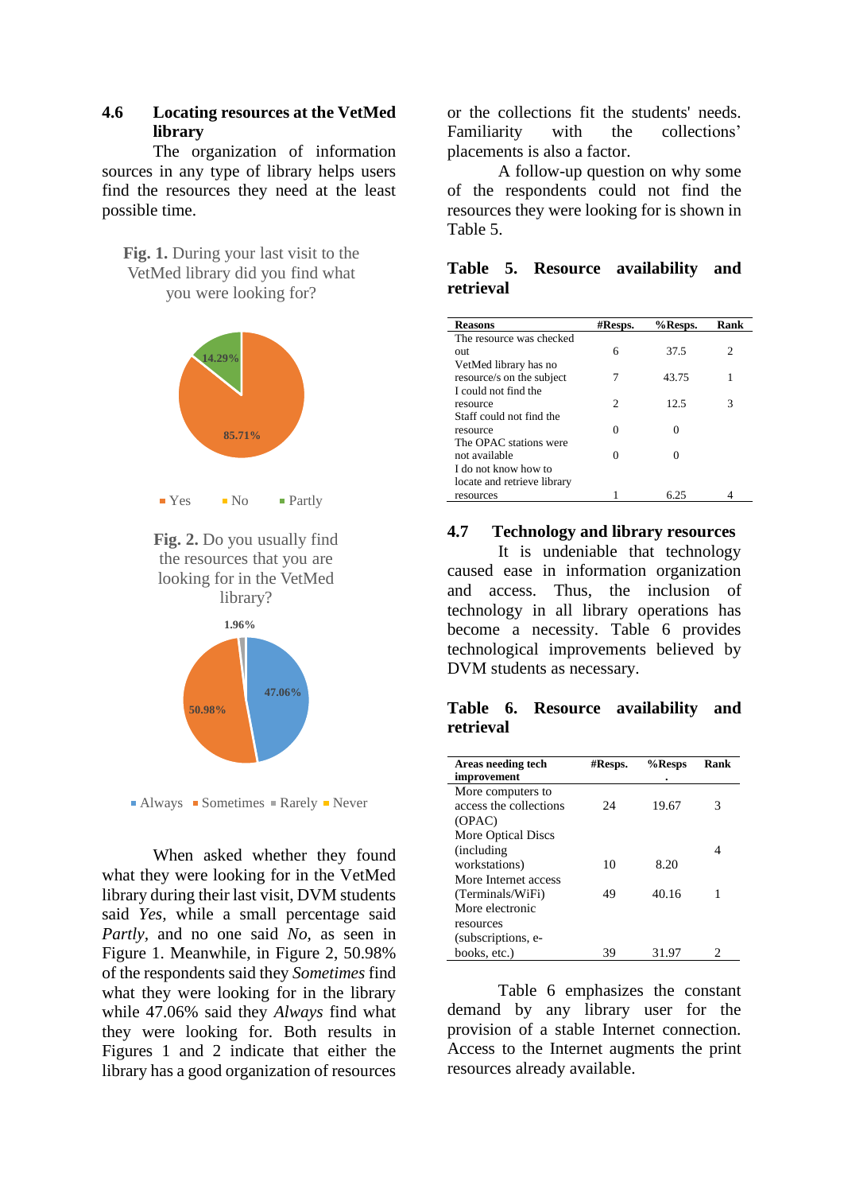### 4.6 Locating resources at the VetMed library

The organization of information sources in any type of library helps users find the resources they need at the least possible time.

**Fig. 1.** During your last visit to the VetMed library did you find what you were looking for?

14.29%

85.71%

Yes No Partly

**Fig. 2.** Do you usually find the resources that you are looking for in the VetMed library?

1.96%

47.06%

50.98%

Always Sometimes Rarely Never

When asked whether they found what they were looking for in the VetMed library during their last visit, DVM students said *Yes*, while a small percentage said *Partly*, and no one said *No*, as seen in Figure 1. Meanwhile, in Figure 2, 50.98% of the respondents said they *Sometimes* find what they were looking for in the library while 47.06% said they *Always* find what they were looking for. Both results in Figures 1 and 2 indicate that either the library has a good organization of resources or the collections fit the students' needs. Familiarity with the collections' placements is also a factor.

A follow-up question on why some of the respondents could not find the resources they were looking for is shown in Table 5.

**Table 5. Resource availability and retrieval**

| Reasons | #Resps. | %Resps. | Rank |
|---|---|---|---|
| The resource was checked out | 6 | 37.5 | 2 |
| VetMed library has no resource/s on the subject | 7 | 43.75 | 1 |
| I could not find the resource | 2 | 12.5 | 3 |
| Staff could not find the resource | 0 | 0 | |
| The OPAC stations were not available | 0 | 0 | |
| I do not know how to locate and retrieve library resources | 1 | 6.25 | 4 |

### 4.7 Technology and library resources

It is undeniable that technology caused ease in information organization and access. Thus, the inclusion of technology in all library operations has become a necessity. Table 6 provides technological improvements believed by DVM students as necessary.

**Table 6. Resource availability and retrieval**

| Areas needing tech improvement | #Resps. | %Resps. | Rank |
|---|---|---|---|
| More computers to access the collections (OPAC) | 24 | 19.67 | 3 |
| More Optical Discs (including workstations) | 10 | 8.20 | 4 |
| More Internet access (Terminals/WiFi) | 49 | 40.16 | 1 |
| More electronic resources (subscriptions, e-books, etc.) | 39 | 31.97 | 2 |

Table 6 emphasizes the constant demand by any library user for the provision of a stable Internet connection. Access to the Internet augments the print resources already available.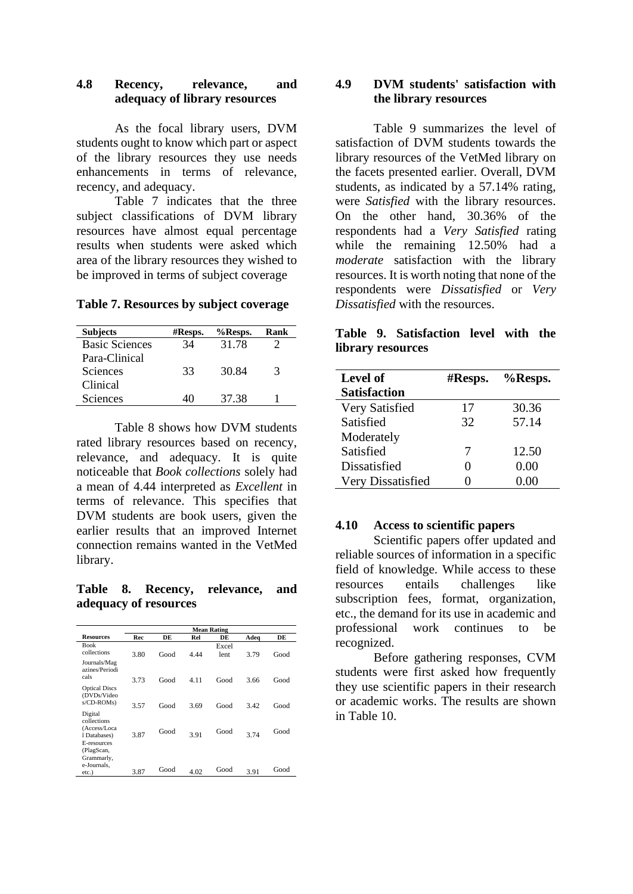### 4.8 Recency, relevance, and adequacy of library resources

As the focal library users, DVM students ought to know which part or aspect of the library resources they use needs enhancements in terms of relevance, recency, and adequacy.

Table 7 indicates that the three subject classifications of DVM library resources have almost equal percentage results when students were asked which area of the library resources they wished to be improved in terms of subject coverage

**Table 7. Resources by subject coverage**

| Subjects | #Resps. | %Resps. | Rank |
|---|---|---|---|
| Basic Sciences | 34 | 31.78 | 2 |
| Para-Clinical Sciences | 33 | 30.84 | 3 |
| Clinical Sciences | 40 | 37.38 | 1 |

Table 8 shows how DVM students rated library resources based on recency, relevance, and adequacy. It is quite noticeable that *Book collections* solely had a mean of 4.44 interpreted as *Excellent* in terms of relevance. This specifies that DVM students are book users, given the earlier results that an improved Internet connection remains wanted in the VetMed library.

**Table 8. Recency, relevance, and adequacy of resources**

| Resources | Mean Rating | | | | | |
|---|---|---|---|---|---|---|
| | Rec | DE | Rel | DE | Adeq | DE |
| Book collections | 3.80 | Good | 4.44 | Excellent | 3.79 | Good |
| Journals/Magazines/Periodicals | 3.73 | Good | 4.11 | Good | 3.66 | Good |
| Optical Discs (DVDs/Videos/CD-ROMs) | 3.57 | Good | 3.69 | Good | 3.42 | Good |
| Digital collections (Access/Local Databases) | 3.87 | Good | 3.91 | Good | 3.74 | Good |
| E-resources (PlagScan, Grammarly, e-Journals, etc.) | 3.87 | Good | 4.02 | Good | 3.91 | Good |

### 4.9 DVM students' satisfaction with the library resources

Table 9 summarizes the level of satisfaction of DVM students towards the library resources of the VetMed library on the facets presented earlier. Overall, DVM students, as indicated by a 57.14% rating, were *Satisfied* with the library resources. On the other hand, 30.36% of the respondents had a *Very Satisfied* rating while the remaining 12.50% had a *moderate* satisfaction with the library resources. It is worth noting that none of the respondents were *Dissatisfied* or *Very Dissatisfied* with the resources.

**Table 9. Satisfaction level with the library resources**

| Level of Satisfaction | #Resps. | %Resps. |
|---|---|---|
| Very Satisfied | 17 | 30.36 |
| Satisfied | 32 | 57.14 |
| Moderately Satisfied | 7 | 12.50 |
| Dissatisfied | 0 | 0.00 |
| Very Dissatisfied | 0 | 0.00 |

### 4.10 Access to scientific papers

Scientific papers offer updated and reliable sources of information in a specific field of knowledge. While access to these resources entails challenges like subscription fees, format, organization, etc., the demand for its use in academic and professional work continues to be recognized.

Before gathering responses, CVM students were first asked how frequently they use scientific papers in their research or academic works. The results are shown in Table 10.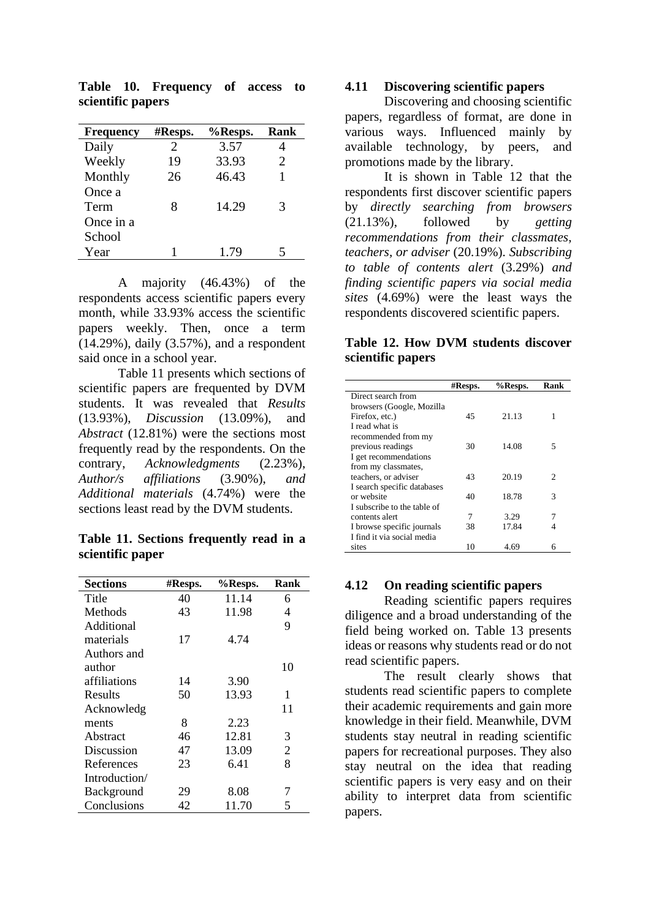**Table 10. Frequency of access to scientific papers**

| Frequency | #Resps. | %Resps. | Rank |
|---|---|---|---|
| Daily | 2 | 3.57 | 4 |
| Weekly | 19 | 33.93 | 2 |
| Monthly | 26 | 46.43 | 1 |
| Once a Term | 8 | 14.29 | 3 |
| Once in a School Year | 1 | 1.79 | 5 |

A majority (46.43%) of the respondents access scientific papers every month, while 33.93% access the scientific papers weekly. Then, once a term (14.29%), daily (3.57%), and a respondent said once in a school year.

Table 11 presents which sections of scientific papers are frequented by DVM students. It was revealed that *Results* (13.93%), *Discussion* (13.09%), and *Abstract* (12.81%) were the sections most frequently read by the respondents. On the contrary, *Acknowledgments* (2.23%), *Author/s affiliations* (3.90%), *and Additional materials* (4.74%) were the sections least read by the DVM students.

**Table 11. Sections frequently read in a scientific paper**

| Sections | #Resps. | %Resps. | Rank |
|---|---|---|---|
| Title | 40 | 11.14 | 6 |
| Methods | 43 | 11.98 | 4 |
| Additional materials | 17 | 4.74 | 9 |
| Authors and author affiliations | 14 | 3.90 | 10 |
| Results | 50 | 13.93 | 1 |
| Acknowledgments | 8 | 2.23 | 11 |
| Abstract | 46 | 12.81 | 3 |
| Discussion | 47 | 13.09 | 2 |
| References | 23 | 6.41 | 8 |
| Introduction/ Background | 29 | 8.08 | 7 |
| Conclusions | 42 | 11.70 | 5 |

### 4.11 Discovering scientific papers

Discovering and choosing scientific papers, regardless of format, are done in various ways. Influenced mainly by available technology, by peers, and promotions made by the library.

It is shown in Table 12 that the respondents first discover scientific papers by *directly searching from browsers* (21.13%), followed by *getting recommendations from their classmates, teachers, or adviser* (20.19%). *Subscribing to table of contents alert* (3.29%) *and finding scientific papers via social media sites* (4.69%) were the least ways the respondents discovered scientific papers.

**Table 12. How DVM students discover scientific papers**

| | #Resps. | %Resps. | Rank |
|---|---|---|---|
| Direct search from browsers (Google, Mozilla Firefox, etc.) | 45 | 21.13 | 1 |
| I read what is recommended from my previous readings | 30 | 14.08 | 5 |
| I get recommendations from my classmates, teachers, or adviser | 43 | 20.19 | 2 |
| I search specific databases or website | 40 | 18.78 | 3 |
| I subscribe to the table of contents alert | 7 | 3.29 | 7 |
| I browse specific journals | 38 | 17.84 | 4 |
| I find it via social media sites | 10 | 4.69 | 6 |

### 4.12 On reading scientific papers

Reading scientific papers requires diligence and a broad understanding of the field being worked on. Table 13 presents ideas or reasons why students read or do not read scientific papers.

The result clearly shows that students read scientific papers to complete their academic requirements and gain more knowledge in their field. Meanwhile, DVM students stay neutral in reading scientific papers for recreational purposes. They also stay neutral on the idea that reading scientific papers is very easy and on their ability to interpret data from scientific papers.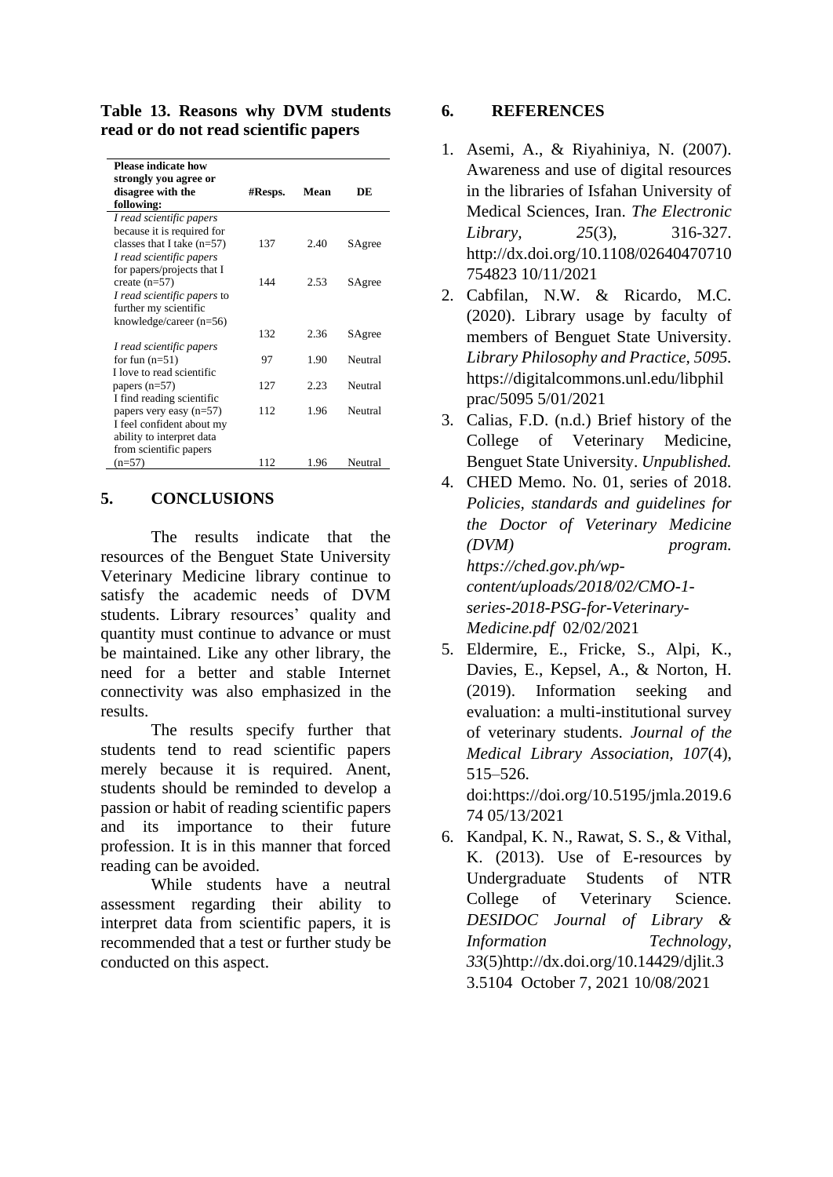**Table 13. Reasons why DVM students read or do not read scientific papers**

| Please indicate how strongly you agree or disagree with the following: | #Resps. | Mean | DE |
|---|---|---|---|
| *I read scientific papers* because it is required for classes that I take (n=57) | 137 | 2.40 | SAgree |
| *I read scientific papers* for papers/projects that I create (n=57) | 144 | 2.53 | SAgree |
| *I read scientific papers* to further my scientific knowledge/career (n=56) | 132 | 2.36 | SAgree |
| *I read scientific papers* for fun (n=51) | 97 | 1.90 | Neutral |
| I love to read scientific papers (n=57) | 127 | 2.23 | Neutral |
| I find reading scientific papers very easy (n=57) | 112 | 1.96 | Neutral |
| I feel confident about my ability to interpret data from scientific papers (n=57) | 112 | 1.96 | Neutral |

## 5. CONCLUSIONS

The results indicate that the resources of the Benguet State University Veterinary Medicine library continue to satisfy the academic needs of DVM students. Library resources' quality and quantity must continue to advance or must be maintained. Like any other library, the need for a better and stable Internet connectivity was also emphasized in the results.

The results specify further that students tend to read scientific papers merely because it is required. Anent, students should be reminded to develop a passion or habit of reading scientific papers and its importance to their future profession. It is in this manner that forced reading can be avoided.

While students have a neutral assessment regarding their ability to interpret data from scientific papers, it is recommended that a test or further study be conducted on this aspect.

## 6. REFERENCES

1. Asemi, A., & Riyahiniya, N. (2007). Awareness and use of digital resources in the libraries of Isfahan University of Medical Sciences, Iran. *The Electronic Library*, *25*(3), 316-327. http://dx.doi.org/10.1108/02640470710754823 10/11/2021
2. Cabfilan, N.W. & Ricardo, M.C. (2020). Library usage by faculty of members of Benguet State University. *Library Philosophy and Practice, 5095.* https://digitalcommons.unl.edu/libphilprac/5095 5/01/2021
3. Calias, F.D. (n.d.) Brief history of the College of Veterinary Medicine, Benguet State University. *Unpublished.*
4. CHED Memo. No. 01, series of 2018. *Policies, standards and guidelines for the Doctor of Veterinary Medicine (DVM) program. https://ched.gov.ph/wp-content/uploads/2018/02/CMO-1-series-2018-PSG-for-Veterinary-Medicine.pdf* 02/02/2021
5. Eldermire, E., Fricke, S., Alpi, K., Davies, E., Kepsel, A., & Norton, H. (2019). Information seeking and evaluation: a multi-institutional survey of veterinary students. *Journal of the Medical Library Association, 107*(4), 515–526. doi:https://doi.org/10.5195/jmla.2019.674 05/13/2021
6. Kandpal, K. N., Rawat, S. S., & Vithal, K. (2013). Use of E-resources by Undergraduate Students of NTR College of Veterinary Science. *DESIDOC Journal of Library & Information Technology, 33*(5)http://dx.doi.org/10.14429/djlit.33.5104 October 7, 2021 10/08/2021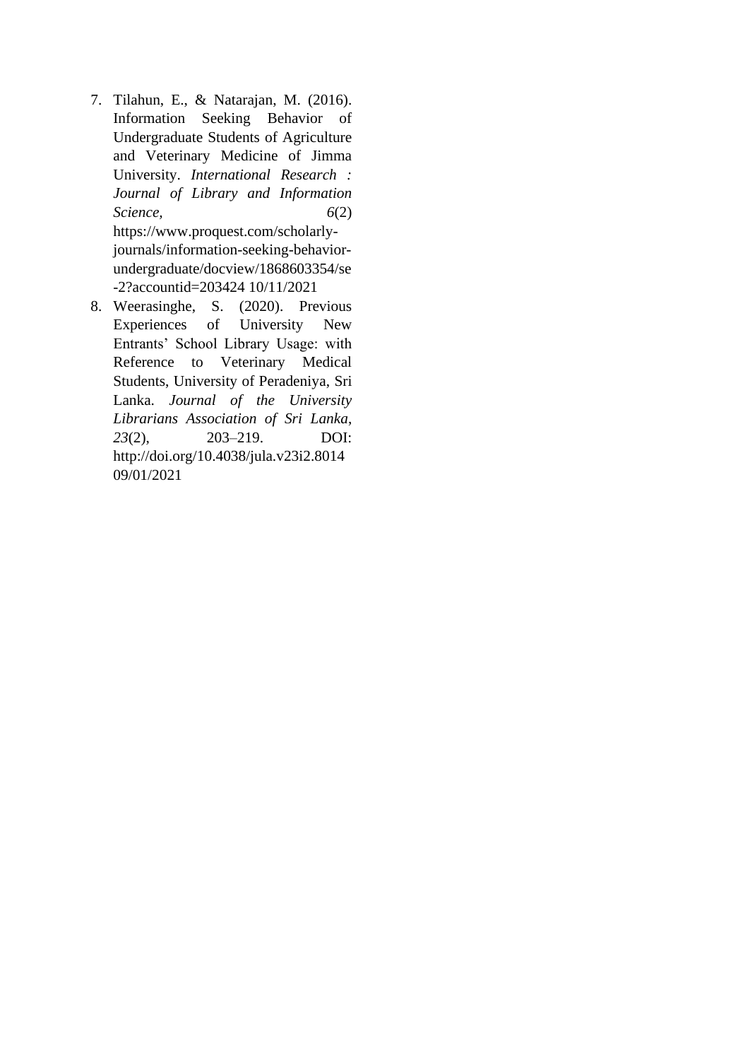7. Tilahun, E., & Natarajan, M. (2016). Information Seeking Behavior of Undergraduate Students of Agriculture and Veterinary Medicine of Jimma University. *International Research : Journal of Library and Information Science*, *6*(2) https://www.proquest.com/scholarly-journals/information-seeking-behavior-undergraduate/docview/1868603354/se-2?accountid=203424 10/11/2021
8. Weerasinghe, S. (2020). Previous Experiences of University New Entrants' School Library Usage: with Reference to Veterinary Medical Students, University of Peradeniya, Sri Lanka. *Journal of the University Librarians Association of Sri Lanka*, *23*(2), 203–219. DOI: http://doi.org/10.4038/jula.v23i2.8014 09/01/2021